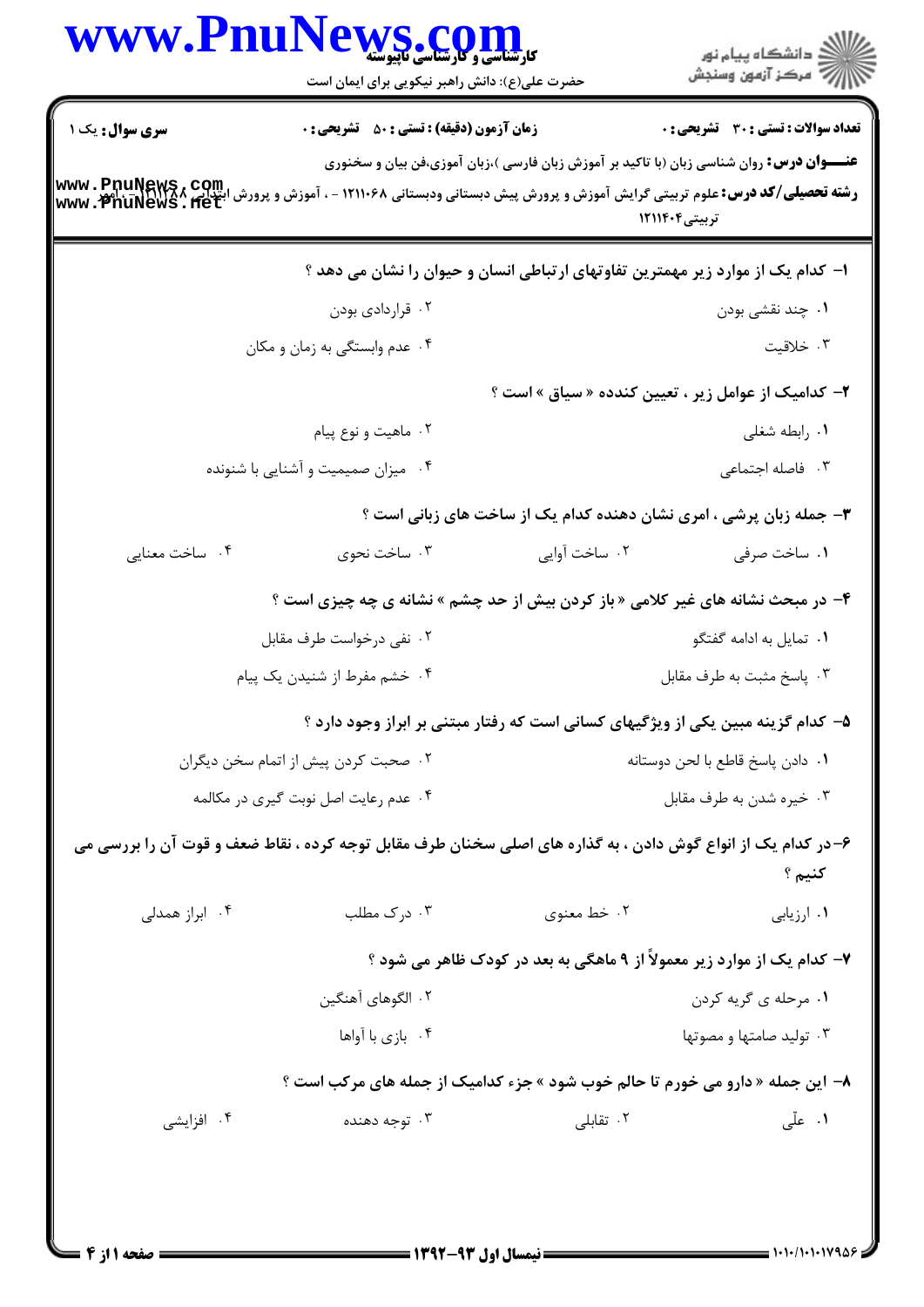**سری سوال:** یک ۱

**زمان آزمون (دقیقه) : تستی : ۵۰  تشریحی : ۰**

**تعداد سوالات : تستی : ۳۰  تشریحی : ۰**

**عنـــوان درس:** روان شناسی زبان (با تاکید بر آموزش زبان فارسی )،زبان آموزی،فن بیان و سخنوری

**رشته تحصیلی/کد درس:** علوم تربیتی گرایش آموزش و پرورش پیش دبستانی ودبستانی ۱۲۱۱۰۶۸ - ، آموزش و پرورش ابتدایی ۱۲۱۱۲۸۸ - ، امور تربیتی۱۲۱۱۴۰۴

۱- کدام یک از موارد زیر مهمترین تفاوتهای ارتباطی انسان و حیوان را نشان می دهد ؟

۱. چند نقشی بودن
۲. قراردادی بودن
۳. خلاقیت
۴. عدم وابستگی به زمان و مکان

۲- کدامیک از عوامل زیر ، تعیین کننده « سیاق » است ؟

۱. رابطه شغلی
۲. ماهیت و نوع پیام
۳. فاصله اجتماعی
۴. میزان صمیمیت و آشنایی با شنونده

۳- جمله زبان پرشی ، امری نشان دهنده کدام یک از ساخت های زبانی است ؟

۱. ساخت صرفی
۲. ساخت آوایی
۳. ساخت نحوی
۴. ساخت معنایی

۴- در مبحث نشانه های غیر کلامی « باز کردن بیش از حد چشم » نشانه ی چه چیزی است ؟

۱. تمایل به ادامه گفتگو
۲. نفی درخواست طرف مقابل
۳. پاسخ مثبت به طرف مقابل
۴. خشم مفرط از شنیدن یک پیام

۵- کدام گزینه مبین یکی از ویژگیهای کسانی است که رفتار مبتنی بر ابراز وجود دارد ؟

۱. دادن پاسخ قاطع با لحن دوستانه
۲. صحبت کردن پیش از اتمام سخن دیگران
۳. خیره شدن به طرف مقابل
۴. عدم رعایت اصل نوبت گیری در مکالمه

۶-در کدام یک از انواع گوش دادن ، به گذاره های اصلی سخنان طرف مقابل توجه کرده ، نقاط ضعف و قوت آن را بررسی می کنیم ؟

۱. ارزیابی
۲. خط معنوی
۳. درک مطلب
۴. ابراز همدلی

۷- کدام یک از موارد زیر معمولاً از ۹ ماهگی به بعد در کودک ظاهر می شود ؟

۱. مرحله ی گریه کردن
۲. الگوهای آهنگین
۳. تولید صامتها و مصوتها
۴. بازی با آواها

۸- این جمله « دارو می خورم تا حالم خوب شود » جزء کدامیک از جمله های مرکب است ؟

۱. علّی
۲. تقابلی
۳. توجه دهنده
۴. افزایشی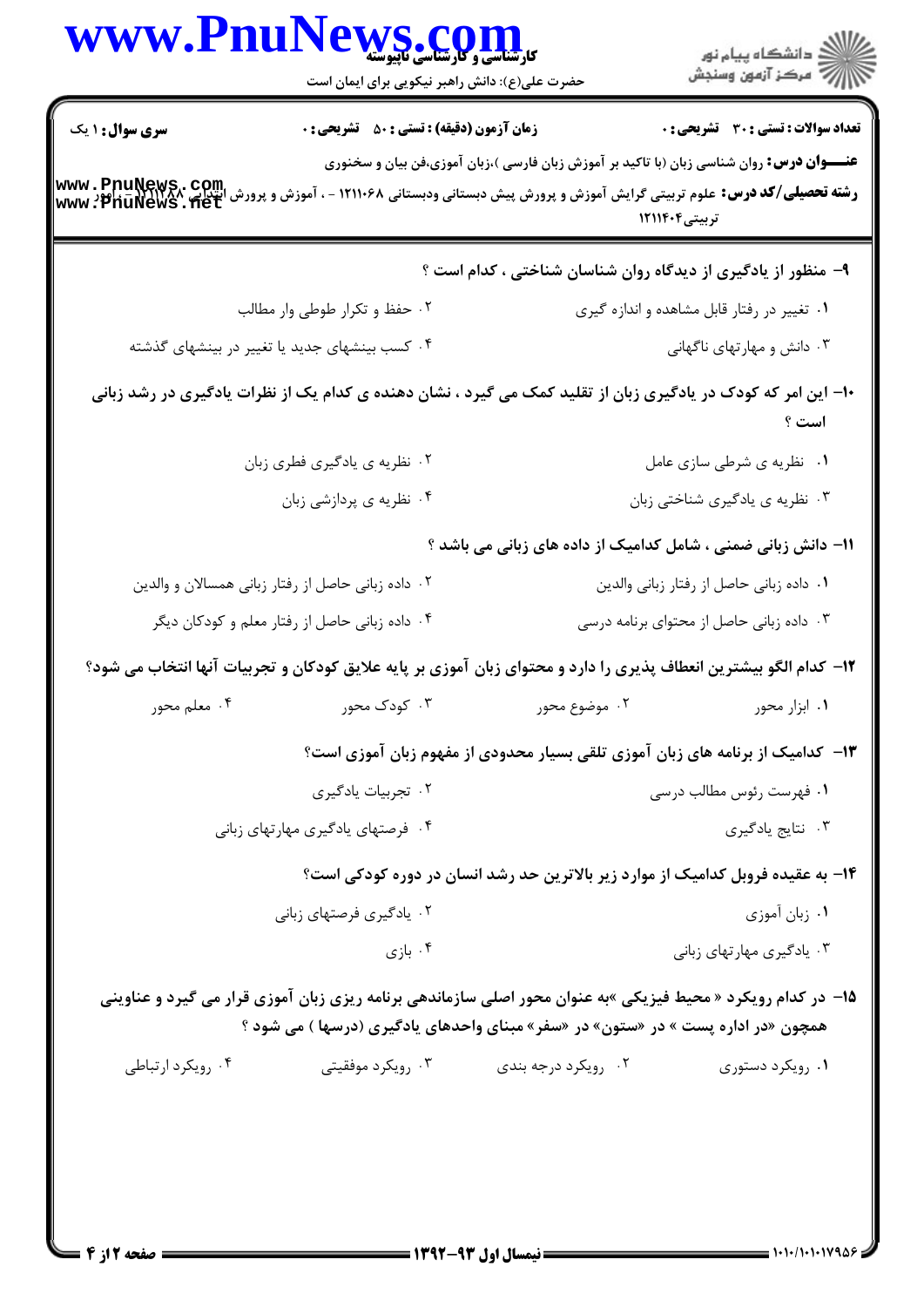**سری سوال:** ۱ یک | **زمان آزمون (دقیقه) : تستی :** ۵۰ **تشریحی :** ۰ | **تعداد سوالات : تستی :** ۳۰ **تشریحی :** ۰

**عنـــوان درس:** روان شناسی زبان (با تاکید بر آموزش زبان فارسی )،زبان آموزی،فن بیان و سخنوری

**رشته تحصیلی/کد درس:** علوم تربیتی گرایش آموزش و پرورش پیش دبستانی ودبستانی ۱۲۱۱۰۶۸ - ، آموزش و پرورش ابتدایی ۱۲۱۱۲۸۸ - ، علوم تربیتی۱۲۱۱۴۰۴

۹- منظور از یادگیری از دیدگاه روان شناسان شناختی ، کدام است ؟

۱. تغییر در رفتار قابل مشاهده و اندازه گیری

۲. حفظ و تکرار طوطی وار مطالب

۳. دانش و مهارتهای ناگهانی

۴. کسب بینشهای جدید یا تغییر در بینشهای گذشته

۱۰- این امر که کودک در یادگیری زبان از تقلید کمک می گیرد ، نشان دهنده ی کدام یک از نظرات یادگیری در رشد زبانی است ؟

۱. نظریه ی شرطی سازی عامل

۲. نظریه ی یادگیری فطری زبان

۳. نظریه ی یادگیری شناختی زبان

۴. نظریه ی پردازشی زبان

۱۱- دانش زبانی ضمنی ، شامل کدامیک از داده های زبانی می باشد ؟

۱. داده زبانی حاصل از رفتار زبانی والدین

۲. داده زبانی حاصل از رفتار زبانی همسالان و والدین

۳. داده زبانی حاصل از محتوای برنامه درسی

۴. داده زبانی حاصل از رفتار معلم و کودکان دیگر

۱۲- کدام الگو بیشترین انعطاف پذیری را دارد و محتوای زبان آموزی بر پایه علایق کودکان و تجربیات آنها انتخاب می شود؟

۱. ابزار محور

۲. موضوع محور

۳. کودک محور

۴. معلم محور

۱۳- کدامیک از برنامه های زبان آموزی تلقی بسیار محدودی از مفهوم زبان آموزی است؟

۱. فهرست رئوس مطالب درسی

۲. تجربیات یادگیری

۳. نتایج یادگیری

۴. فرصتهای یادگیری مهارتهای زبانی

۱۴- به عقیده فروبل کدامیک از موارد زیر بالاترین حد رشد انسان در دوره کودکی است؟

۱. زبان آموزی

۲. یادگیری فرصتهای زبانی

۳. یادگیری مهارتهای زبانی

۴. بازی

۱۵- در کدام رویکرد « محیط فیزیکی »به عنوان محور اصلی سازماندهی برنامه ریزی زبان آموزی قرار می گیرد و عناوینی همچون «در اداره پست » در «ستون» در «سفر» مبنای واحدهای یادگیری (درسها ) می شود ؟

۱. رویکرد دستوری

۲. رویکرد درجه بندی

۳. رویکرد موقعیتی

۴. رویکرد ارتباطی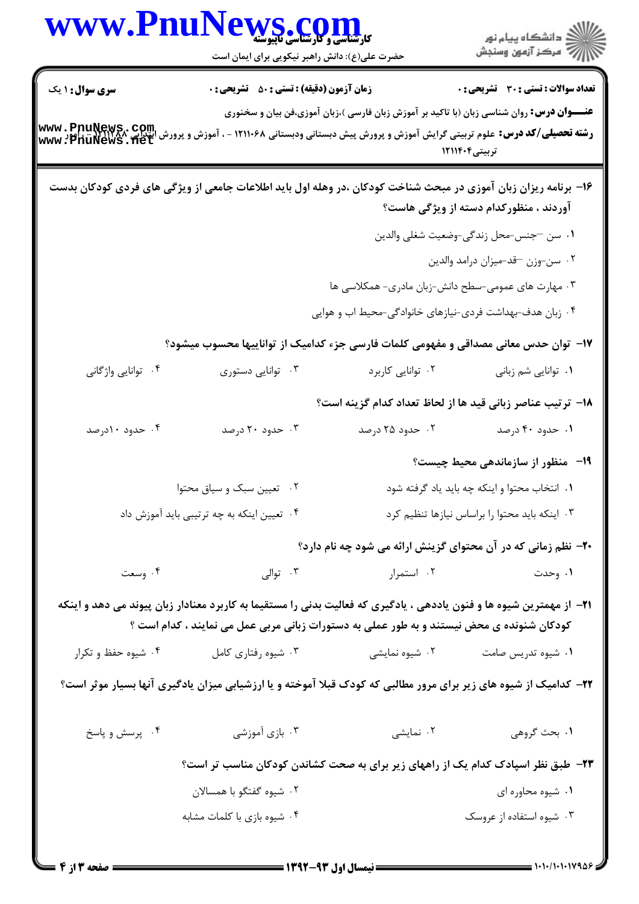**سری سوال:** ۱ یک | **زمان آزمون (دقیقه) : تستی :** ۵۰ **تشریحی :** ۰ | **تعداد سوالات : تستی :** ۳۰ **تشریحی :** ۰

**عنـــوان درس:** روان شناسی زبان (با تاکید بر آموزش زبان فارسی )،زبان آموزی،فن بیان و سخنوری

**رشته تحصیلی/کد درس:** علوم تربیتی گرایش آموزش و پرورش پیش دبستانی ودبستانی ۱۲۱۱۰۶۸ - ، آموزش و پرورش ابتدایی ۱۲۱۱۲۸۸ - ، علوم تربیتی۱۲۱۱۴۰۴

۱۶- برنامه ریزان زبان آموزی در مبحث شناخت کودکان ،در وهله اول باید اطلاعات جامعی از ویژگی های فردی کودکان بدست آوردند ، منظورکدام دسته از ویژگی هاست؟

۱. سن –جنس-محل زندگی-وضعیت شغلی والدین

۲. سن-وزن –قد-میزان درامد والدین

۳. مهارت های عمومی-سطح دانش-زبان مادری- همکلاسی ها

۴. زبان هدف-بهداشت فردی-نیازهای خانوادگی-محیط اب و هوایی

۱۷- توان حدس معانی مصداقی و مفهومی کلمات فارسی جزء کدامیک از تواناییها محسوب میشود؟

۱. توانایی شم زبانی

۲. توانایی کاربرد

۳. توانایی دستوری

۴. توانایی واژگانی

۱۸- ترتیب عناصر زبانی قید ها از لحاظ تعداد کدام گزینه است؟

۱. حدود ۴۰ درصد

۲. حدود ۲۵ درصد

۳. حدود ۲۰ درصد

۴. حدود ۱۰درصد

۱۹- منظور از سازماندهی محیط چیست؟

۱. انتخاب محتوا و اینکه چه باید یاد گرفته شود

۲. تعیین سبک و سیاق محتوا

۳. اینکه باید محتوا را براساس نیازها تنظیم کرد

۴. تعیین اینکه به چه ترتیبی باید آموزش داد

۲۰- نظم زمانی که در آن محتوای گزینش ارائه می شود چه نام دارد؟

۱. وحدت

۲. استمرار

۳. توالی

۴. وسعت

۲۱- از مهمترین شیوه ها و فنون یاددهی ، یادگیری که فعالیت بدنی را مستقیما به کاربرد معنادار زبان پیوند می دهد و اینکه کودکان شنونده ی محض نیستند و به طور عملی به دستورات زبانی مربی عمل می نمایند ، کدام است ؟

۱. شیوه تدریس صامت

۲. شیوه نمایشی

۳. شیوه رفتاری کامل

۴. شیوه حفظ و تکرار

۲۲- کدامیک از شیوه های زیر برای مرور مطالبی که کودک قبلا آموخته و یا ارزشیابی میزان یادگیری آنها بسیار موثر است؟

۱. بحث گروهی

۲. نمایشی

۳. بازی آموزشی

۴. پرسش و پاسخ

۲۳- طبق نظر اسپادک کدام یک از راههای زیر برای به صحت کشاندن کودکان مناسب تر است؟

۱. شیوه محاوره ای

۲. شیوه گفتگو با همسالان

۳. شیوه استفاده از عروسک

۴. شیوه بازی با کلمات مشابه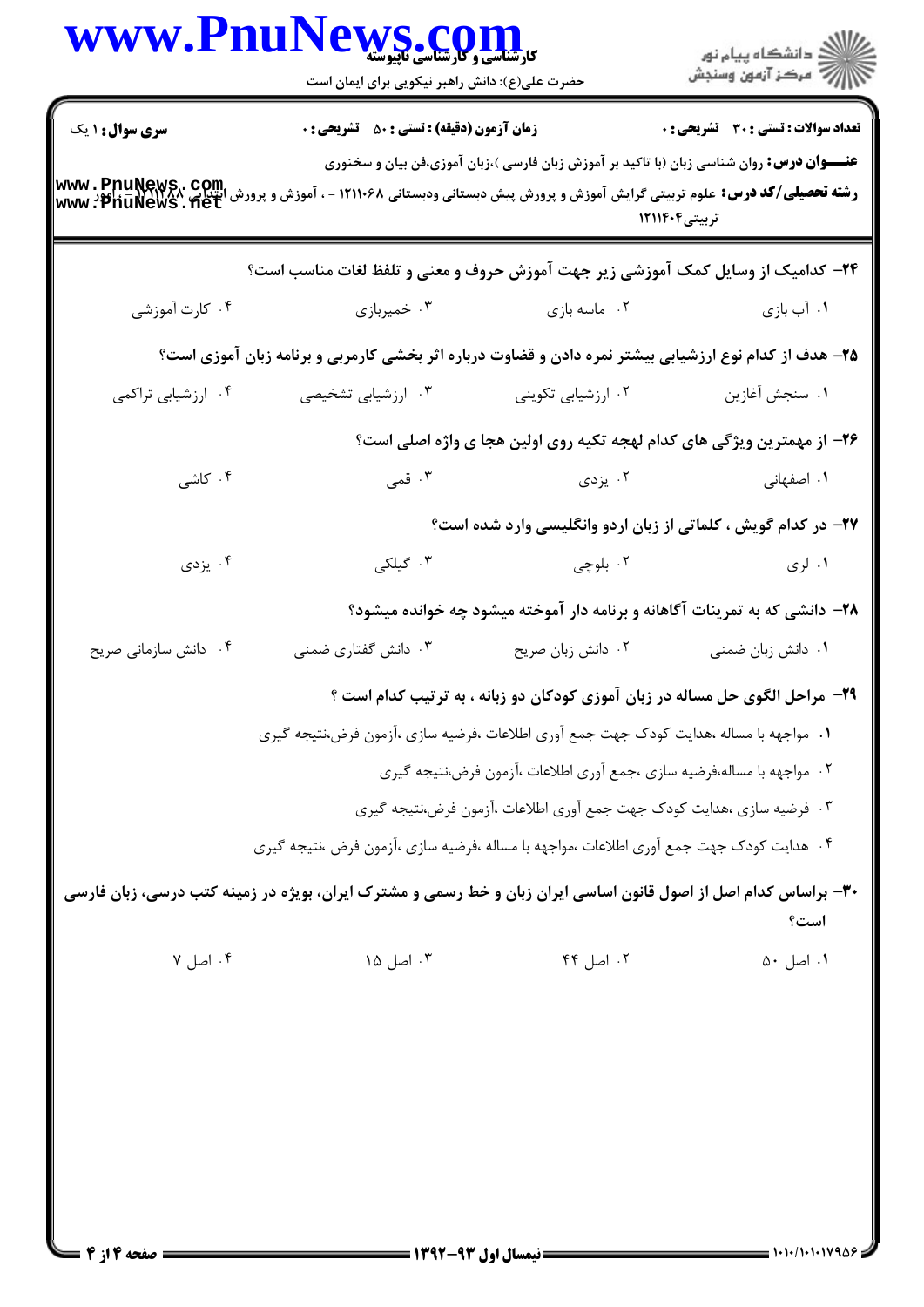**سری سوال:** ۱ یک

**زمان آزمون (دقیقه) : تستی : ۵۰ تشریحی : ۰**

**تعداد سوالات : تستی : ۳۰ تشریحی : ۰**

**عنـــوان درس:** روان شناسی زبان (با تاکید بر آموزش زبان فارسی )،زبان آموزی،فن بیان و سخنوری

**رشته تحصیلی/کد درس:** علوم تربیتی گرایش آموزش و پرورش پیش دبستانی ودبستانی ۱۲۱۱۰۶۸ - ، آموزش و پرورش ابتدایی ۱۲۱۱۲۸۸ - ، امور تربیتی۱۲۱۱۴۰۴

۲۴- کدامیک از وسایل کمک آموزشی زیر جهت آموزش حروف و معنی و تلفظ لغات مناسب است؟

۱. آب بازی ۲. ماسه بازی ۳. خمیربازی ۴. کارت آموزشی

۲۵- هدف از کدام نوع ارزشیابی بیشتر نمره دادن و قضاوت درباره اثر بخشی کارمربی و برنامه زبان آموزی است؟

۱. سنجش آغازین ۲. ارزشیابی تکوینی ۳. ارزشیابی تشخیصی ۴. ارزشیابی تراکمی

۲۶- از مهمترین ویژگی های کدام لهجه تکیه روی اولین هجا ی واژه اصلی است؟

۱. اصفهانی ۲. یزدی ۳. قمی ۴. کاشی

۲۷- در کدام گویش ، کلماتی از زبان اردو وانگلیسی وارد شده است؟

۱. لری ۲. بلوچی ۳. گیلکی ۴. یزدی

۲۸- دانشی که به تمرینات آگاهانه و برنامه دار آموخته میشود چه خوانده میشود؟

۱. دانش زبان ضمنی ۲. دانش زبان صریح ۳. دانش گفتاری ضمنی ۴. دانش سازمانی صریح

۲۹- مراحل الگوی حل مساله در زبان آموزی کودکان دو زبانه ، به ترتیب کدام است ؟

۱. مواجهه با مساله ،هدایت کودک جهت جمع آوری اطلاعات ،فرضیه سازی ،آزمون فرض،نتیجه گیری

۲. مواجهه با مساله،فرضیه سازی ،جمع آوری اطلاعات ،آزمون فرض،نتیجه گیری

۳. فرضیه سازی ،هدایت کودک جهت جمع آوری اطلاعات ،آزمون فرض،نتیجه گیری

۴. هدایت کودک جهت جمع آوری اطلاعات ،مواجهه با مساله ،فرضیه سازی ،آزمون فرض ،نتیجه گیری

۳۰- براساس کدام اصل از اصول قانون اساسی ایران زبان و خط رسمی و مشترک ایران، بویژه در زمینه کتب درسی، زبان فارسی است؟

۱. اصل ۵۰ ۲. اصل ۴۴ ۳. اصل ۱۵ ۴. اصل ۷